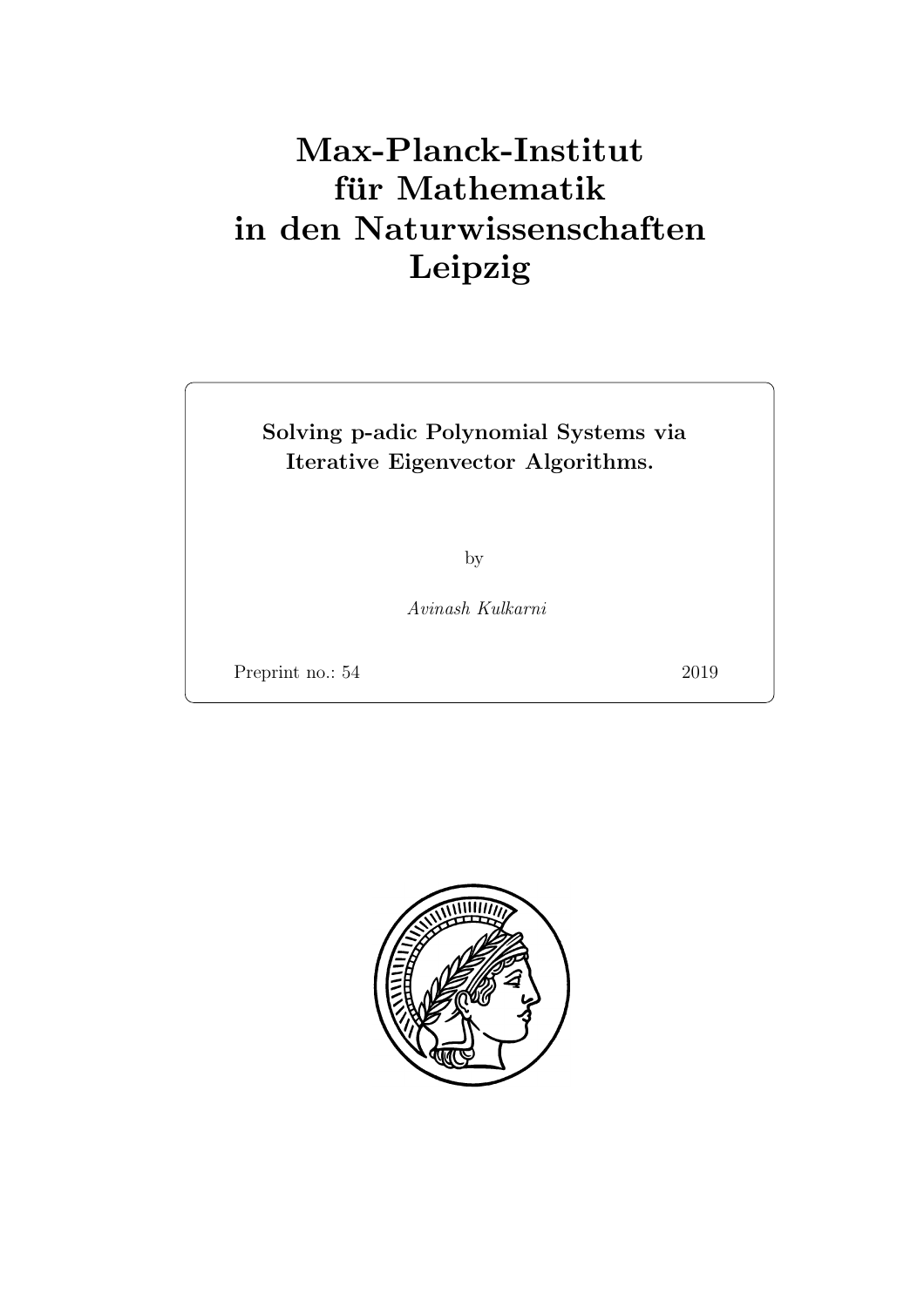# Max-Planck-Institut für Mathematik in den Naturwissenschaften Leipzig

**Solving p-adic Polynomial Systems via Iterative Eigenvector Algorithms.**

by

*Avinash Kulkarni*

Preprint no.: 54 2019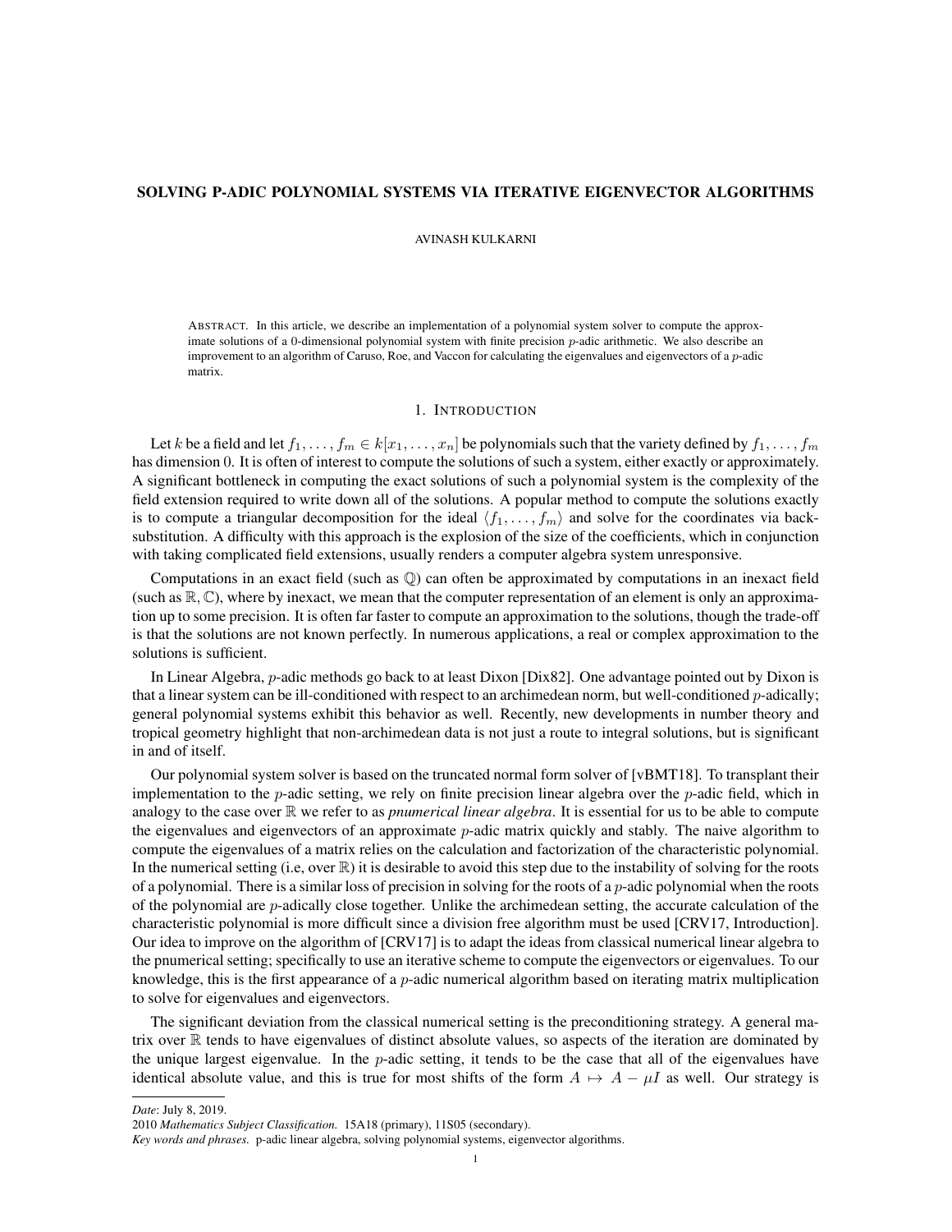# SOLVING P-ADIC POLYNOMIAL SYSTEMS VIA ITERATIVE EIGENVECTOR ALGORITHMS

AVINASH KULKARNI

ABSTRACT. In this article, we describe an implementation of a polynomial system solver to compute the approximate solutions of a 0-dimensional polynomial system with finite precision $p$-adic arithmetic. We also describe an improvement to an algorithm of Caruso, Roe, and Vaccon for calculating the eigenvalues and eigenvectors of a $p$-adic matrix.

## 1. INTRODUCTION

Let $k$ be a field and let $f_1, \ldots, f_m \in k[x_1, \ldots, x_n]$ be polynomials such that the variety defined by $f_1, \ldots, f_m$ has dimension 0. It is often of interest to compute the solutions of such a system, either exactly or approximately. A significant bottleneck in computing the exact solutions of such a polynomial system is the complexity of the field extension required to write down all of the solutions. A popular method to compute the solutions exactly is to compute a triangular decomposition for the ideal $\langle f_1, \ldots, f_m \rangle$ and solve for the coordinates via back-substitution. A difficulty with this approach is the explosion of the size of the coefficients, which in conjunction with taking complicated field extensions, usually renders a computer algebra system unresponsive.

Computations in an exact field (such as $\mathbb{Q}$) can often be approximated by computations in an inexact field (such as $\mathbb{R}, \mathbb{C}$), where by inexact, we mean that the computer representation of an element is only an approximation up to some precision. It is often far faster to compute an approximation to the solutions, though the trade-off is that the solutions are not known perfectly. In numerous applications, a real or complex approximation to the solutions is sufficient.

In Linear Algebra, $p$-adic methods go back to at least Dixon [Dix82]. One advantage pointed out by Dixon is that a linear system can be ill-conditioned with respect to an archimedean norm, but well-conditioned $p$-adically; general polynomial systems exhibit this behavior as well. Recently, new developments in number theory and tropical geometry highlight that non-archimedean data is not just a route to integral solutions, but is significant in and of itself.

Our polynomial system solver is based on the truncated normal form solver of [vBMT18]. To transplant their implementation to the $p$-adic setting, we rely on finite precision linear algebra over the $p$-adic field, which in analogy to the case over $\mathbb{R}$ we refer to as *pnumerical linear algebra*. It is essential for us to be able to compute the eigenvalues and eigenvectors of an approximate $p$-adic matrix quickly and stably. The naive algorithm to compute the eigenvalues of a matrix relies on the calculation and factorization of the characteristic polynomial. In the numerical setting (i.e, over $\mathbb{R}$) it is desirable to avoid this step due to the instability of solving for the roots of a polynomial. There is a similar loss of precision in solving for the roots of a $p$-adic polynomial when the roots of the polynomial are $p$-adically close together. Unlike the archimedean setting, the accurate calculation of the characteristic polynomial is more difficult since a division free algorithm must be used [CRV17, Introduction]. Our idea to improve on the algorithm of [CRV17] is to adapt the ideas from classical numerical linear algebra to the pnumerical setting; specifically to use an iterative scheme to compute the eigenvectors or eigenvalues. To our knowledge, this is the first appearance of a $p$-adic numerical algorithm based on iterating matrix multiplication to solve for eigenvalues and eigenvectors.

The significant deviation from the classical numerical setting is the preconditioning strategy. A general matrix over $\mathbb{R}$ tends to have eigenvalues of distinct absolute values, so aspects of the iteration are dominated by the unique largest eigenvalue. In the $p$-adic setting, it tends to be the case that all of the eigenvalues have identical absolute value, and this is true for most shifts of the form $A \mapsto A - \mu I$ as well. Our strategy is

*Date*: July 8, 2019.
2010 *Mathematics Subject Classification.* 15A18 (primary), 11S05 (secondary).
*Key words and phrases.* p-adic linear algebra, solving polynomial systems, eigenvector algorithms.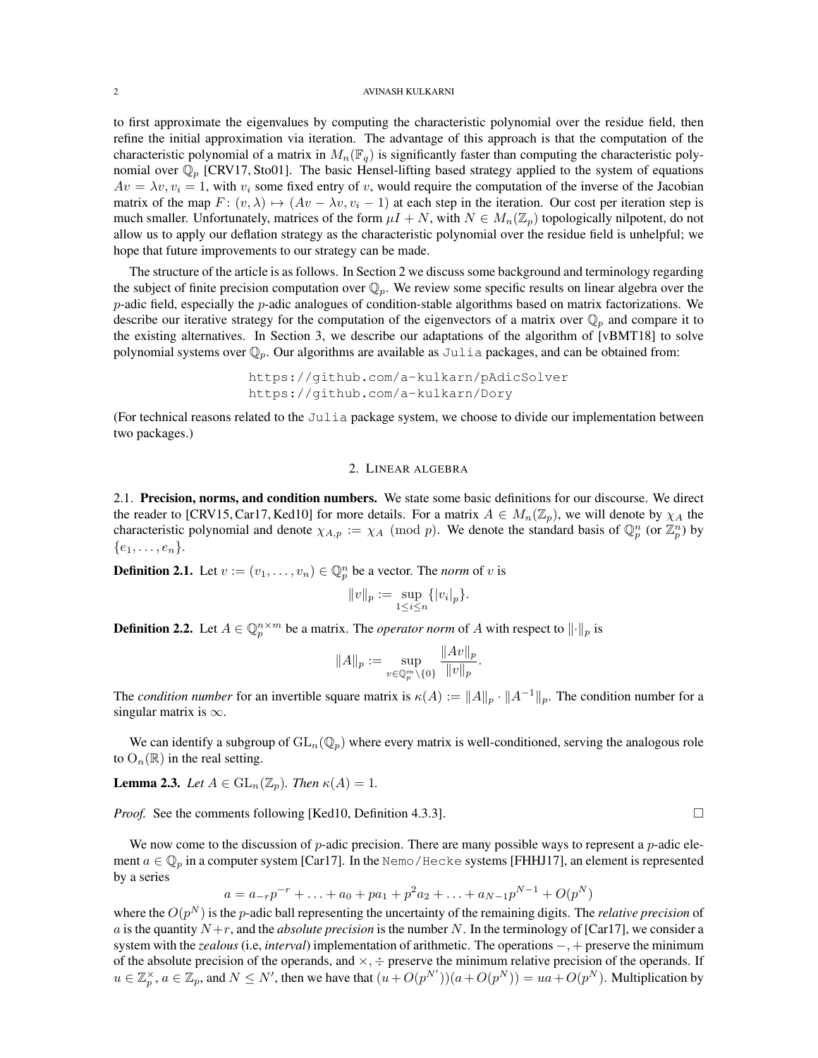to first approximate the eigenvalues by computing the characteristic polynomial over the residue field, then refine the initial approximation via iteration. The advantage of this approach is that the computation of the characteristic polynomial of a matrix in $M_n(\mathbb{F}_q)$ is significantly faster than computing the characteristic polynomial over $\mathbb{Q}_p$ [CRV17, Sto01]. The basic Hensel-lifting based strategy applied to the system of equations $Av = \lambda v, v_i = 1$, with $v_i$ some fixed entry of $v$, would require the computation of the inverse of the Jacobian matrix of the map $F\colon (v, \lambda) \mapsto (Av - \lambda v, v_i - 1)$ at each step in the iteration. Our cost per iteration step is much smaller. Unfortunately, matrices of the form $\mu I + N$, with $N \in M_n(\mathbb{Z}_p)$ topologically nilpotent, do not allow us to apply our deflation strategy as the characteristic polynomial over the residue field is unhelpful; we hope that future improvements to our strategy can be made.

The structure of the article is as follows. In Section 2 we discuss some background and terminology regarding the subject of finite precision computation over $\mathbb{Q}_p$. We review some specific results on linear algebra over the $p$-adic field, especially the $p$-adic analogues of condition-stable algorithms based on matrix factorizations. We describe our iterative strategy for the computation of the eigenvectors of a matrix over $\mathbb{Q}_p$ and compare it to the existing alternatives. In Section 3, we describe our adaptations of the algorithm of [vBMT18] to solve polynomial systems over $\mathbb{Q}_p$. Our algorithms are available as `Julia` packages, and can be obtained from:

```
https://github.com/a-kulkarn/pAdicSolver
https://github.com/a-kulkarn/Dory
```

(For technical reasons related to the `Julia` package system, we choose to divide our implementation between two packages.)

## 2. Linear algebra

**2.1. Precision, norms, and condition numbers.** We state some basic definitions for our discourse. We direct the reader to [CRV15, Car17, Ked10] for more details. For a matrix $A \in M_n(\mathbb{Z}_p)$, we will denote by $\chi_A$ the characteristic polynomial and denote $\chi_{A,p} := \chi_A \pmod p$. We denote the standard basis of $\mathbb{Q}_p^n$ (or $\mathbb{Z}_p^n$) by $\{e_1, \ldots, e_n\}$.

**Definition 2.1.** Let $v := (v_1, \ldots, v_n) \in \mathbb{Q}_p^n$ be a vector. The *norm* of $v$ is

$$\|v\|_p := \sup_{1 \leq i \leq n} \{|v_i|_p\}.$$

**Definition 2.2.** Let $A \in \mathbb{Q}_p^{n \times m}$ be a matrix. The *operator norm* of $A$ with respect to $\|\cdot\|_p$ is

$$\|A\|_p := \sup_{v \in \mathbb{Q}_p^m \setminus \{0\}} \frac{\|Av\|_p}{\|v\|_p}.$$

The *condition number* for an invertible square matrix is $\kappa(A) := \|A\|_p \cdot \|A^{-1}\|_p$. The condition number for a singular matrix is $\infty$.

We can identify a subgroup of $\mathrm{GL}_n(\mathbb{Q}_p)$ where every matrix is well-conditioned, serving the analogous role to $\mathrm{O}_n(\mathbb{R})$ in the real setting.

**Lemma 2.3.** *Let $A \in \mathrm{GL}_n(\mathbb{Z}_p)$. Then $\kappa(A) = 1$.*

*Proof.* See the comments following [Ked10, Definition 4.3.3]. □

We now come to the discussion of $p$-adic precision. There are many possible ways to represent a $p$-adic element $a \in \mathbb{Q}_p$ in a computer system [Car17]. In the `Nemo/Hecke` systems [FHHJ17], an element is represented by a series

$$a = a_{-r}p^{-r} + \ldots + a_0 + pa_1 + p^2a_2 + \ldots + a_{N-1}p^{N-1} + O(p^N)$$

where the $O(p^N)$ is the $p$-adic ball representing the uncertainty of the remaining digits. The *relative precision* of $a$ is the quantity $N+r$, and the *absolute precision* is the number $N$. In the terminology of [Car17], we consider a system with the *zealous* (i.e, *interval*) implementation of arithmetic. The operations $-, +$ preserve the minimum of the absolute precision of the operands, and $\times, \div$ preserve the minimum relative precision of the operands. If $u \in \mathbb{Z}_p^\times$, $a \in \mathbb{Z}_p$, and $N \leq N'$, then we have that $(u + O(p^{N'}))(a + O(p^N)) = ua + O(p^N)$. Multiplication by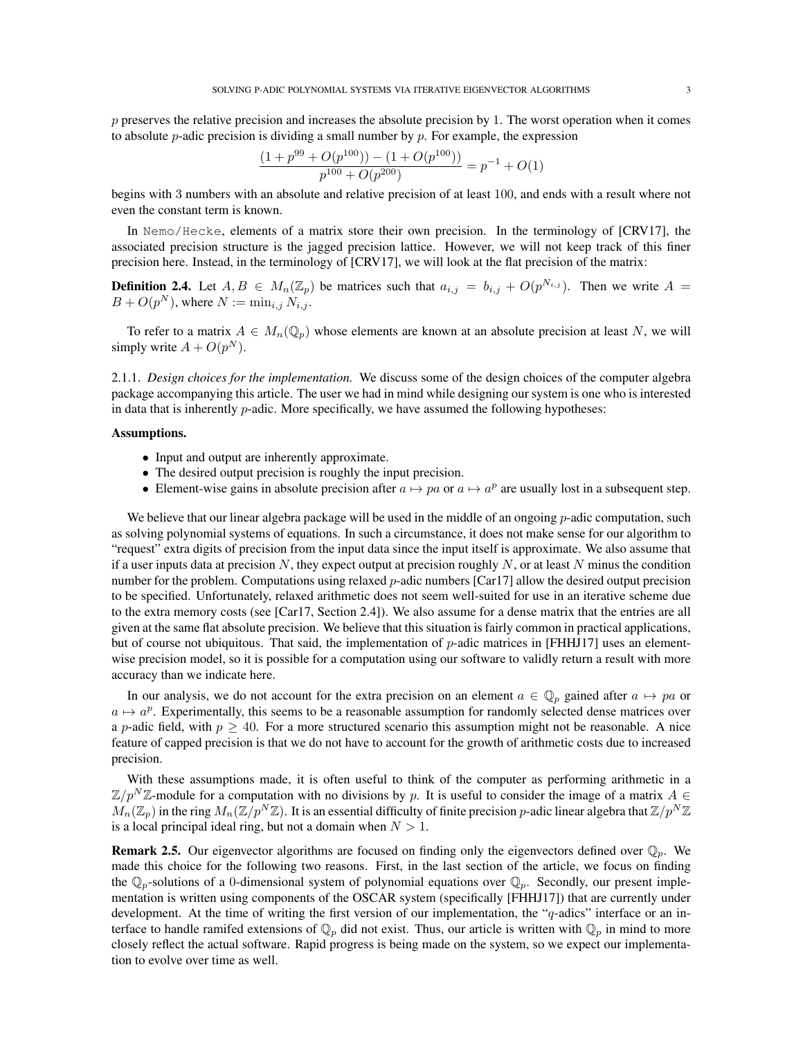$p$ preserves the relative precision and increases the absolute precision by 1. The worst operation when it comes to absolute $p$-adic precision is dividing a small number by $p$. For example, the expression

$$\frac{(1 + p^{99} + O(p^{100})) - (1 + O(p^{100}))}{p^{100} + O(p^{200})} = p^{-1} + O(1)$$

begins with 3 numbers with an absolute and relative precision of at least 100, and ends with a result where not even the constant term is known.

In Nemo/Hecke, elements of a matrix store their own precision. In the terminology of [CRV17], the associated precision structure is the jagged precision lattice. However, we will not keep track of this finer precision here. Instead, in the terminology of [CRV17], we will look at the flat precision of the matrix:

**Definition 2.4.** Let $A, B \in M_n(\mathbb{Z}_p)$ be matrices such that $a_{i,j} = b_{i,j} + O(p^{N_{i,j}})$. Then we write $A = B + O(p^N)$, where $N := \min_{i,j} N_{i,j}$.

To refer to a matrix $A \in M_n(\mathbb{Q}_p)$ whose elements are known at an absolute precision at least $N$, we will simply write $A + O(p^N)$.

2.1.1. *Design choices for the implementation.* We discuss some of the design choices of the computer algebra package accompanying this article. The user we had in mind while designing our system is one who is interested in data that is inherently $p$-adic. More specifically, we have assumed the following hypotheses:

**Assumptions.**

- Input and output are inherently approximate.
- The desired output precision is roughly the input precision.
- Element-wise gains in absolute precision after $a \mapsto pa$ or $a \mapsto a^p$ are usually lost in a subsequent step.

We believe that our linear algebra package will be used in the middle of an ongoing $p$-adic computation, such as solving polynomial systems of equations. In such a circumstance, it does not make sense for our algorithm to "request" extra digits of precision from the input data since the input itself is approximate. We also assume that if a user inputs data at precision $N$, they expect output at precision roughly $N$, or at least $N$ minus the condition number for the problem. Computations using relaxed $p$-adic numbers [Car17] allow the desired output precision to be specified. Unfortunately, relaxed arithmetic does not seem well-suited for use in an iterative scheme due to the extra memory costs (see [Car17, Section 2.4]). We also assume for a dense matrix that the entries are all given at the same flat absolute precision. We believe that this situation is fairly common in practical applications, but of course not ubiquitous. That said, the implementation of $p$-adic matrices in [FHHJ17] uses an element-wise precision model, so it is possible for a computation using our software to validly return a result with more accuracy than we indicate here.

In our analysis, we do not account for the extra precision on an element $a \in \mathbb{Q}_p$ gained after $a \mapsto pa$ or $a \mapsto a^p$. Experimentally, this seems to be a reasonable assumption for randomly selected dense matrices over a $p$-adic field, with $p \geq 40$. For a more structured scenario this assumption might not be reasonable. A nice feature of capped precision is that we do not have to account for the growth of arithmetic costs due to increased precision.

With these assumptions made, it is often useful to think of the computer as performing arithmetic in a $\mathbb{Z}/p^N\mathbb{Z}$-module for a computation with no divisions by $p$. It is useful to consider the image of a matrix $A \in M_n(\mathbb{Z}_p)$ in the ring $M_n(\mathbb{Z}/p^N\mathbb{Z})$. It is an essential difficulty of finite precision $p$-adic linear algebra that $\mathbb{Z}/p^N\mathbb{Z}$ is a local principal ideal ring, but not a domain when $N > 1$.

**Remark 2.5.** Our eigenvector algorithms are focused on finding only the eigenvectors defined over $\mathbb{Q}_p$. We made this choice for the following two reasons. First, in the last section of the article, we focus on finding the $\mathbb{Q}_p$-solutions of a 0-dimensional system of polynomial equations over $\mathbb{Q}_p$. Secondly, our present implementation is written using components of the OSCAR system (specifically [FHHJ17]) that are currently under development. At the time of writing the first version of our implementation, the "$q$-adics" interface or an interface to handle ramifed extensions of $\mathbb{Q}_p$ did not exist. Thus, our article is written with $\mathbb{Q}_p$ in mind to more closely reflect the actual software. Rapid progress is being made on the system, so we expect our implementation to evolve over time as well.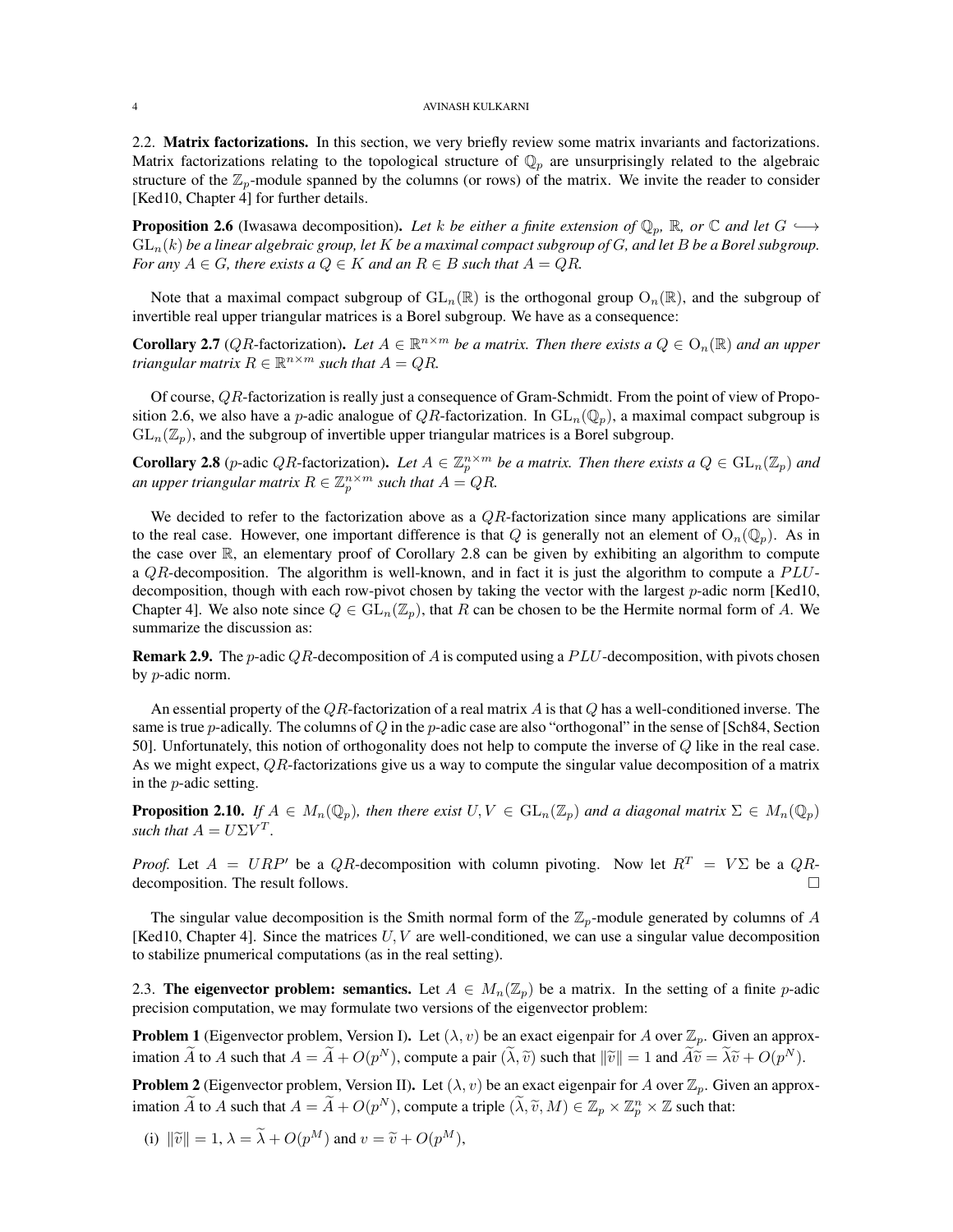### 2.2. **Matrix factorizations.**

In this section, we very briefly review some matrix invariants and factorizations. Matrix factorizations relating to the topological structure of $\mathbb{Q}_p$ are unsurprisingly related to the algebraic structure of the $\mathbb{Z}_p$-module spanned by the columns (or rows) of the matrix. We invite the reader to consider [Ked10, Chapter 4] for further details.

**Proposition 2.6** (Iwasawa decomposition)**.** *Let $k$ be either a finite extension of $\mathbb{Q}_p$, $\mathbb{R}$, or $\mathbb{C}$ and let $G \hookrightarrow \mathrm{GL}_n(k)$ be a linear algebraic group, let $K$ be a maximal compact subgroup of $G$, and let $B$ be a Borel subgroup. For any $A \in G$, there exists a $Q \in K$ and an $R \in B$ such that $A = QR$.*

Note that a maximal compact subgroup of $\mathrm{GL}_n(\mathbb{R})$ is the orthogonal group $\mathrm{O}_n(\mathbb{R})$, and the subgroup of invertible real upper triangular matrices is a Borel subgroup. We have as a consequence:

**Corollary 2.7** ($QR$-factorization)**.** *Let $A \in \mathbb{R}^{n\times m}$ be a matrix. Then there exists a $Q \in \mathrm{O}_n(\mathbb{R})$ and an upper triangular matrix $R \in \mathbb{R}^{n\times m}$ such that $A = QR$.*

Of course, $QR$-factorization is really just a consequence of Gram-Schmidt. From the point of view of Proposition 2.6, we also have a $p$-adic analogue of $QR$-factorization. In $\mathrm{GL}_n(\mathbb{Q}_p)$, a maximal compact subgroup is $\mathrm{GL}_n(\mathbb{Z}_p)$, and the subgroup of invertible upper triangular matrices is a Borel subgroup.

**Corollary 2.8** ($p$-adic $QR$-factorization)**.** *Let $A \in \mathbb{Z}_p^{n\times m}$ be a matrix. Then there exists a $Q \in \mathrm{GL}_n(\mathbb{Z}_p)$ and an upper triangular matrix $R \in \mathbb{Z}_p^{n\times m}$ such that $A = QR$.*

We decided to refer to the factorization above as a $QR$-factorization since many applications are similar to the real case. However, one important difference is that $Q$ is generally not an element of $\mathrm{O}_n(\mathbb{Q}_p)$. As in the case over $\mathbb{R}$, an elementary proof of Corollary 2.8 can be given by exhibiting an algorithm to compute a $QR$-decomposition. The algorithm is well-known, and in fact it is just the algorithm to compute a $PLU$-decomposition, though with each row-pivot chosen by taking the vector with the largest $p$-adic norm [Ked10, Chapter 4]. We also note since $Q \in \mathrm{GL}_n(\mathbb{Z}_p)$, that $R$ can be chosen to be the Hermite normal form of $A$. We summarize the discussion as:

**Remark 2.9.** The $p$-adic $QR$-decomposition of $A$ is computed using a $PLU$-decomposition, with pivots chosen by $p$-adic norm.

An essential property of the $QR$-factorization of a real matrix $A$ is that $Q$ has a well-conditioned inverse. The same is true $p$-adically. The columns of $Q$ in the $p$-adic case are also "orthogonal" in the sense of [Sch84, Section 50]. Unfortunately, this notion of orthogonality does not help to compute the inverse of $Q$ like in the real case. As we might expect, $QR$-factorizations give us a way to compute the singular value decomposition of a matrix in the $p$-adic setting.

**Proposition 2.10.** *If $A \in M_n(\mathbb{Q}_p)$, then there exist $U, V \in \mathrm{GL}_n(\mathbb{Z}_p)$ and a diagonal matrix $\Sigma \in M_n(\mathbb{Q}_p)$ such that $A = U\Sigma V^T$.*

*Proof.* Let $A = URP'$ be a $QR$-decomposition with column pivoting. Now let $R^T = V\Sigma$ be a $QR$-decomposition. The result follows. □

The singular value decomposition is the Smith normal form of the $\mathbb{Z}_p$-module generated by columns of $A$ [Ked10, Chapter 4]. Since the matrices $U, V$ are well-conditioned, we can use a singular value decomposition to stabilize pnumerical computations (as in the real setting).

### 2.3. **The eigenvector problem: semantics.**

Let $A \in M_n(\mathbb{Z}_p)$ be a matrix. In the setting of a finite $p$-adic precision computation, we may formulate two versions of the eigenvector problem:

**Problem 1** (Eigenvector problem, Version I)**.** Let $(\lambda, v)$ be an exact eigenpair for $A$ over $\mathbb{Z}_p$. Given an approximation $\widetilde{A}$ to $A$ such that $A = \widetilde{A} + O(p^N)$, compute a pair $(\widetilde{\lambda}, \widetilde{v})$ such that $\|\widetilde{v}\| = 1$ and $\widetilde{A}\widetilde{v} = \widetilde{\lambda}\widetilde{v} + O(p^N)$.

**Problem 2** (Eigenvector problem, Version II)**.** Let $(\lambda, v)$ be an exact eigenpair for $A$ over $\mathbb{Z}_p$. Given an approximation $\widetilde{A}$ to $A$ such that $A = \widetilde{A} + O(p^N)$, compute a triple $(\widetilde{\lambda}, \widetilde{v}, M) \in \mathbb{Z}_p \times \mathbb{Z}_p^n \times \mathbb{Z}$ such that:

(i) $\|\widetilde{v}\| = 1$, $\lambda = \widetilde{\lambda} + O(p^M)$ and $v = \widetilde{v} + O(p^M)$,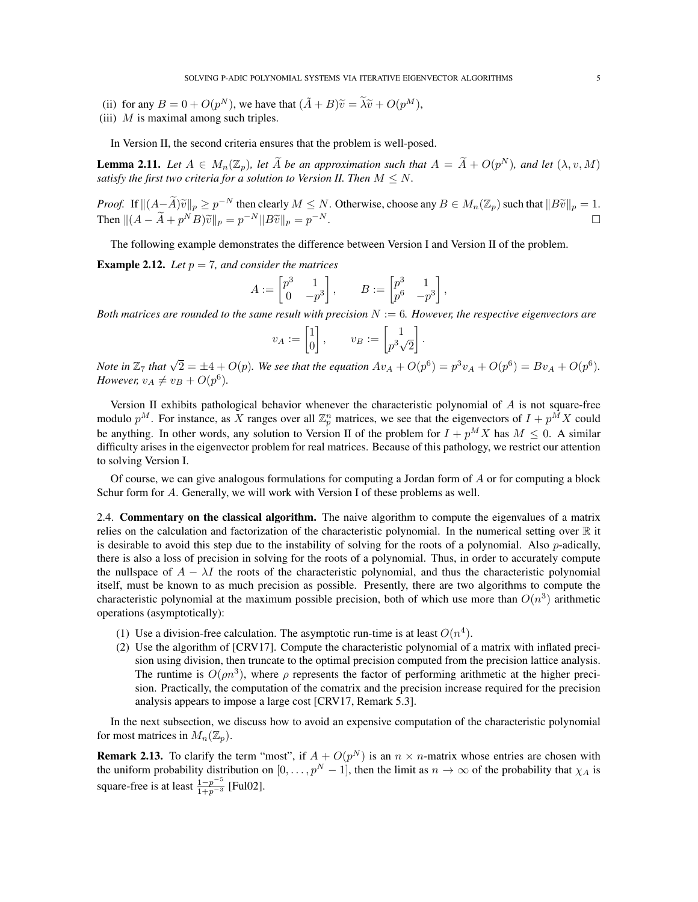(ii) for any $B = 0 + O(p^N)$, we have that $(\tilde{A} + B)\widetilde{v} = \widetilde{\lambda}\widetilde{v} + O(p^M)$,

(iii) $M$ is maximal among such triples.

In Version II, the second criteria ensures that the problem is well-posed.

**Lemma 2.11.** *Let $A \in M_n(\mathbb{Z}_p)$, let $\widetilde{A}$ be an approximation such that $A = \widetilde{A} + O(p^N)$, and let $(\lambda, v, M)$ satisfy the first two criteria for a solution to Version II. Then $M \leq N$.*

*Proof.* If $\|(A - \widetilde{A})\widetilde{v}\|_p \geq p^{-N}$ then clearly $M \leq N$. Otherwise, choose any $B \in M_n(\mathbb{Z}_p)$ such that $\|B\widetilde{v}\|_p = 1$. Then $\|(A - \widetilde{A} + p^N B)\widetilde{v}\|_p = p^{-N}\|B\widetilde{v}\|_p = p^{-N}$. □

The following example demonstrates the difference between Version I and Version II of the problem.

**Example 2.12.** *Let $p = 7$, and consider the matrices*

$$A := \begin{bmatrix} p^3 & 1 \\ 0 & -p^3 \end{bmatrix}, \qquad B := \begin{bmatrix} p^3 & 1 \\ p^6 & -p^3 \end{bmatrix},$$

*Both matrices are rounded to the same result with precision $N := 6$. However, the respective eigenvectors are*

$$v_A := \begin{bmatrix} 1 \\ 0 \end{bmatrix}, \qquad v_B := \begin{bmatrix} 1 \\ p^3\sqrt{2} \end{bmatrix}.$$

*Note in $\mathbb{Z}_7$ that $\sqrt{2} = \pm 4 + O(p)$. We see that the equation $Av_A + O(p^6) = p^3 v_A + O(p^6) = Bv_A + O(p^6)$. However, $v_A \neq v_B + O(p^6)$.*

Version II exhibits pathological behavior whenever the characteristic polynomial of $A$ is not square-free modulo $p^M$. For instance, as $X$ ranges over all $\mathbb{Z}_p^n$ matrices, we see that the eigenvectors of $I + p^M X$ could be anything. In other words, any solution to Version II of the problem for $I + p^M X$ has $M \leq 0$. A similar difficulty arises in the eigenvector problem for real matrices. Because of this pathology, we restrict our attention to solving Version I.

Of course, we can give analogous formulations for computing a Jordan form of $A$ or for computing a block Schur form for $A$. Generally, we will work with Version I of these problems as well.

2.4. **Commentary on the classical algorithm.** The naive algorithm to compute the eigenvalues of a matrix relies on the calculation and factorization of the characteristic polynomial. In the numerical setting over $\mathbb{R}$ it is desirable to avoid this step due to the instability of solving for the roots of a polynomial. Also $p$-adically, there is also a loss of precision in solving for the roots of a polynomial. Thus, in order to accurately compute the nullspace of $A - \lambda I$ the roots of the characteristic polynomial, and thus the characteristic polynomial itself, must be known to as much precision as possible. Presently, there are two algorithms to compute the characteristic polynomial at the maximum possible precision, both of which use more than $O(n^3)$ arithmetic operations (asymptotically):

(1) Use a division-free calculation. The asymptotic run-time is at least $O(n^4)$.
(2) Use the algorithm of [CRV17]. Compute the characteristic polynomial of a matrix with inflated precision using division, then truncate to the optimal precision computed from the precision lattice analysis. The runtime is $O(\rho n^3)$, where $\rho$ represents the factor of performing arithmetic at the higher precision. Practically, the computation of the comatrix and the precision increase required for the precision analysis appears to impose a large cost [CRV17, Remark 5.3].

In the next subsection, we discuss how to avoid an expensive computation of the characteristic polynomial for most matrices in $M_n(\mathbb{Z}_p)$.

**Remark 2.13.** To clarify the term "most", if $A + O(p^N)$ is an $n \times n$-matrix whose entries are chosen with the uniform probability distribution on $[0, \ldots, p^N - 1]$, then the limit as $n \to \infty$ of the probability that $\chi_A$ is square-free is at least $\frac{1-p^{-5}}{1+p^{-3}}$ [Ful02].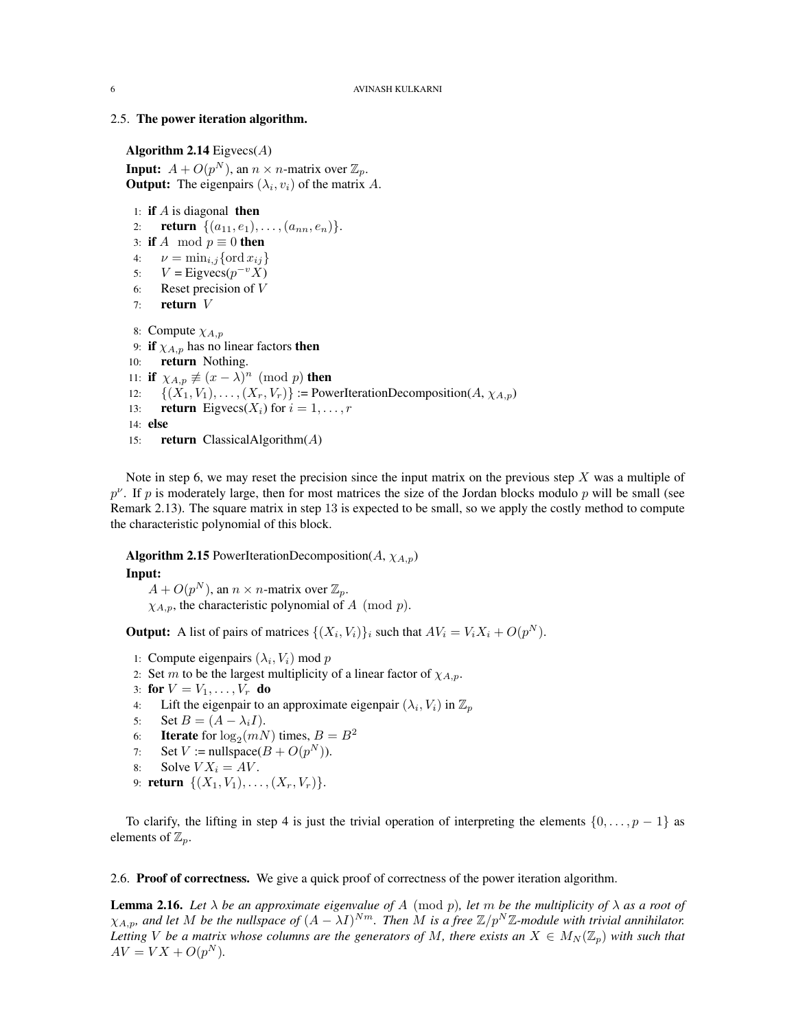### 2.5. **The power iteration algorithm.**

**Algorithm 2.14** Eigvecs($A$)

**Input:** $A + O(p^N)$, an $n \times n$-matrix over $\mathbb{Z}_p$.
**Output:** The eigenpairs $(\lambda_i, v_i)$ of the matrix $A$.

```
1:  if A is diagonal then
2:      return {(a_11, e_1), ..., (a_nn, e_n)}.
3:  if A mod p ≡ 0 then
4:      ν = min_{i,j} {ord x_ij}
5:      V = Eigvecs(p^{-v} X)
6:      Reset precision of V
7:      return V
8:  Compute χ_{A,p}
9:  if χ_{A,p} has no linear factors then
10:     return Nothing.
11: if χ_{A,p} ≢ (x − λ)^n (mod p) then
12:     {(X_1, V_1), ..., (X_r, V_r)} := PowerIterationDecomposition(A, χ_{A,p})
13:     return Eigvecs(X_i) for i = 1, ..., r
14: else
15:     return ClassicalAlgorithm(A)
```

Note in step 6, we may reset the precision since the input matrix on the previous step $X$ was a multiple of $p^\nu$. If $p$ is moderately large, then for most matrices the size of the Jordan blocks modulo $p$ will be small (see Remark 2.13). The square matrix in step 13 is expected to be small, so we apply the costly method to compute the characteristic polynomial of this block.

**Algorithm 2.15** PowerIterationDecomposition($A$, $\chi_{A,p}$)

**Input:**
$A + O(p^N)$, an $n \times n$-matrix over $\mathbb{Z}_p$.
$\chi_{A,p}$, the characteristic polynomial of $A \pmod p$.

**Output:** A list of pairs of matrices $\{(X_i, V_i)\}_i$ such that $AV_i = V_i X_i + O(p^N)$.

```
1: Compute eigenpairs (λ_i, V_i) mod p
2: Set m to be the largest multiplicity of a linear factor of χ_{A,p}.
3: for V = V_1, ..., V_r do
4:     Lift the eigenpair to an approximate eigenpair (λ_i, V_i) in Z_p
5:     Set B = (A − λ_i I).
6:     Iterate for log_2(mN) times, B = B^2
7:     Set V := nullspace(B + O(p^N)).
8:     Solve V X_i = AV.
9: return {(X_1, V_1), ..., (X_r, V_r)}.
```

To clarify, the lifting in step 4 is just the trivial operation of interpreting the elements $\{0, \ldots, p-1\}$ as elements of $\mathbb{Z}_p$.

### 2.6. **Proof of correctness.**

We give a quick proof of correctness of the power iteration algorithm.

**Lemma 2.16.** *Let $\lambda$ be an approximate eigenvalue of $A \pmod p$, let $m$ be the multiplicity of $\lambda$ as a root of $\chi_{A,p}$, and let $M$ be the nullspace of $(A - \lambda I)^{Nm}$. Then $M$ is a free $\mathbb{Z}/p^N\mathbb{Z}$-module with trivial annihilator. Letting $V$ be a matrix whose columns are the generators of $M$, there exists an $X \in M_N(\mathbb{Z}_p)$ with such that $AV = VX + O(p^N)$.*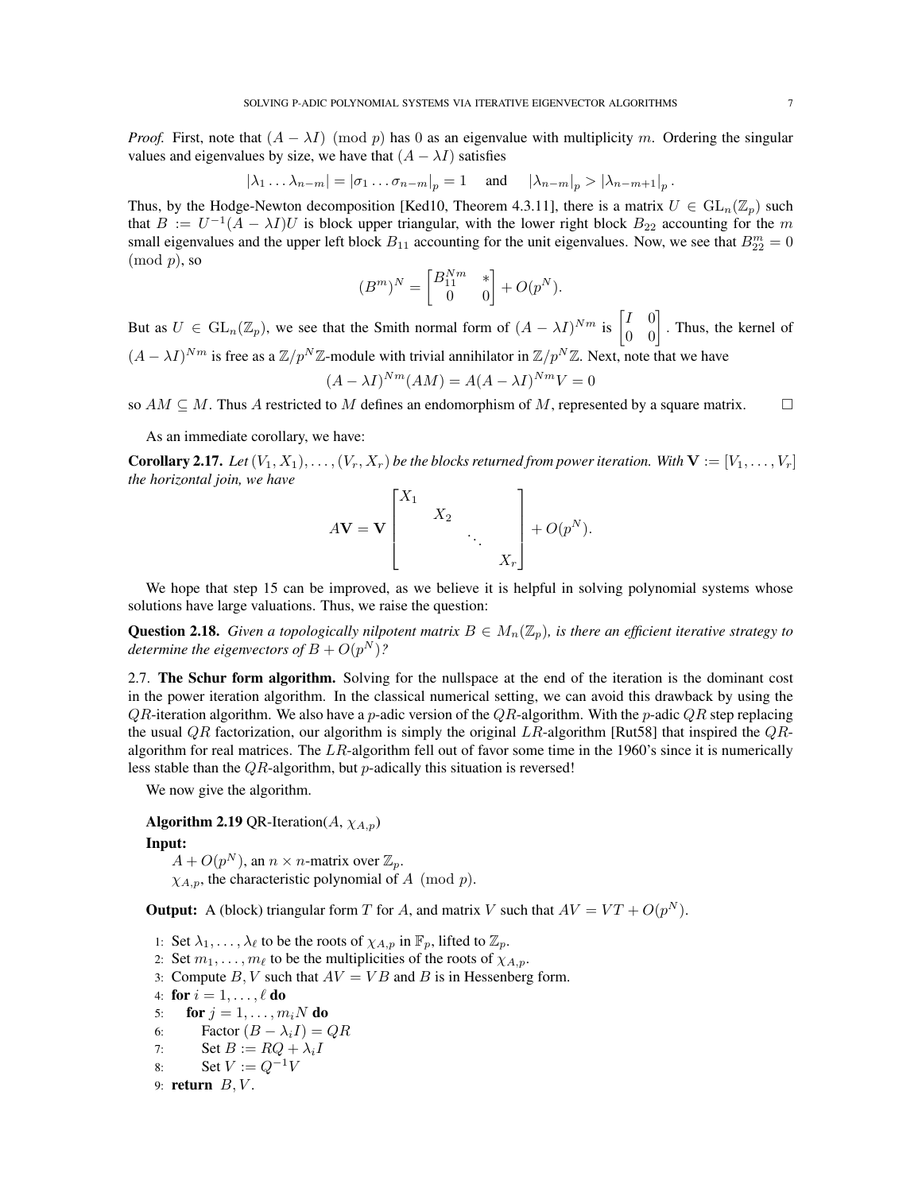*Proof.* First, note that $(A - \lambda I) \pmod p$ has 0 as an eigenvalue with multiplicity $m$. Ordering the singular values and eigenvalues by size, we have that $(A - \lambda I)$ satisfies

$$|\lambda_1 \ldots \lambda_{n-m}| = |\sigma_1 \ldots \sigma_{n-m}|_p = 1 \quad \text{and} \quad |\lambda_{n-m}|_p > |\lambda_{n-m+1}|_p \,.$$

Thus, by the Hodge-Newton decomposition [Ked10, Theorem 4.3.11], there is a matrix $U \in \mathrm{GL}_n(\mathbb{Z}_p)$ such that $B := U^{-1}(A - \lambda I)U$ is block upper triangular, with the lower right block $B_{22}$ accounting for the $m$ small eigenvalues and the upper left block $B_{11}$ accounting for the unit eigenvalues. Now, we see that $B_{22}^m = 0 \pmod p$, so

$$(B^m)^N = \begin{bmatrix} B_{11}^{Nm} & * \\ 0 & 0 \end{bmatrix} + O(p^N).$$

But as $U \in \mathrm{GL}_n(\mathbb{Z}_p)$, we see that the Smith normal form of $(A - \lambda I)^{Nm}$ is $\begin{bmatrix} I & 0 \\ 0 & 0 \end{bmatrix}$. Thus, the kernel of $(A - \lambda I)^{Nm}$ is free as a $\mathbb{Z}/p^N\mathbb{Z}$-module with trivial annihilator in $\mathbb{Z}/p^N\mathbb{Z}$. Next, note that we have

$$(A - \lambda I)^{Nm}(AM) = A(A - \lambda I)^{Nm}V = 0$$

so $AM \subseteq M$. Thus $A$ restricted to $M$ defines an endomorphism of $M$, represented by a square matrix. $\square$

As an immediate corollary, we have:

**Corollary 2.17.** *Let $(V_1, X_1), \ldots, (V_r, X_r)$ be the blocks returned from power iteration. With $\mathbf{V} := [V_1, \ldots, V_r]$ the horizontal join, we have*

$$A\mathbf{V} = \mathbf{V} \begin{bmatrix} X_1 & & & \\ & X_2 & & \\ & & \ddots & \\ & & & X_r \end{bmatrix} + O(p^N).$$

We hope that step 15 can be improved, as we believe it is helpful in solving polynomial systems whose solutions have large valuations. Thus, we raise the question:

**Question 2.18.** *Given a topologically nilpotent matrix $B \in M_n(\mathbb{Z}_p)$, is there an efficient iterative strategy to determine the eigenvectors of $B + O(p^N)$?*

2.7. **The Schur form algorithm.** Solving for the nullspace at the end of the iteration is the dominant cost in the power iteration algorithm. In the classical numerical setting, we can avoid this drawback by using the $QR$-iteration algorithm. We also have a $p$-adic version of the $QR$-algorithm. With the $p$-adic $QR$ step replacing the usual $QR$ factorization, our algorithm is simply the original $LR$-algorithm [Rut58] that inspired the $QR$-algorithm for real matrices. The $LR$-algorithm fell out of favor some time in the 1960's since it is numerically less stable than the $QR$-algorithm, but $p$-adically this situation is reversed!

We now give the algorithm.

**Algorithm 2.19** QR-Iteration($A$, $\chi_{A,p}$)

**Input:**
$A + O(p^N)$, an $n \times n$-matrix over $\mathbb{Z}_p$.
$\chi_{A,p}$, the characteristic polynomial of $A \pmod p$.

**Output:** A (block) triangular form $T$ for $A$, and matrix $V$ such that $AV = VT + O(p^N)$.

1: Set $\lambda_1, \ldots, \lambda_\ell$ to be the roots of $\chi_{A,p}$ in $\mathbb{F}_p$, lifted to $\mathbb{Z}_p$.
2: Set $m_1, \ldots, m_\ell$ to be the multiplicities of the roots of $\chi_{A,p}$.
3: Compute $B, V$ such that $AV = VB$ and $B$ is in Hessenberg form.
4: **for** $i = 1, \ldots, \ell$ **do**
5: &nbsp;&nbsp;&nbsp;&nbsp;**for** $j = 1, \ldots, m_i N$ **do**
6: &nbsp;&nbsp;&nbsp;&nbsp;&nbsp;&nbsp;&nbsp;&nbsp;Factor $(B - \lambda_i I) = QR$
7: &nbsp;&nbsp;&nbsp;&nbsp;&nbsp;&nbsp;&nbsp;&nbsp;Set $B := RQ + \lambda_i I$
8: &nbsp;&nbsp;&nbsp;&nbsp;&nbsp;&nbsp;&nbsp;&nbsp;Set $V := Q^{-1}V$
9: **return** $B, V$.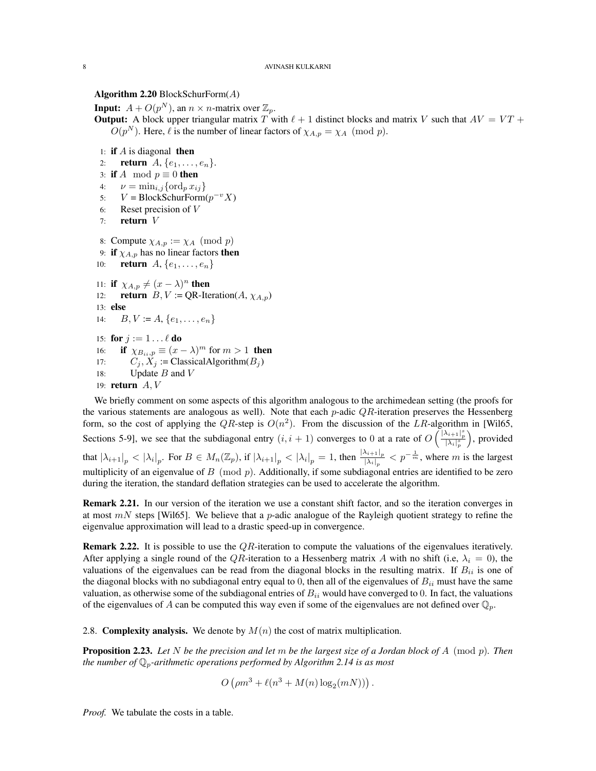**Algorithm 2.20** BlockSchurForm($A$)

**Input:** $A + O(p^N)$, an $n \times n$-matrix over $\mathbb{Z}_p$.

**Output:** A block upper triangular matrix $T$ with $\ell + 1$ distinct blocks and matrix $V$ such that $AV = VT + O(p^N)$. Here, $\ell$ is the number of linear factors of $\chi_{A,p} = \chi_A \pmod{p}$.

```
1: if A is diagonal then
2:     return A, {e_1, ..., e_n}.
3: if A mod p ≡ 0 then
4:     ν = min_{i,j}{ord_p x_ij}
5:     V = BlockSchurForm(p^{-v} X)
6:     Reset precision of V
7:     return V
8: Compute χ_{A,p} := χ_A (mod p)
9: if χ_{A,p} has no linear factors then
10:    return A, {e_1, ..., e_n}
11: if χ_{A,p} ≠ (x − λ)^n then
12:    return B, V := QR-Iteration(A, χ_{A,p})
13: else
14:    B, V := A, {e_1, ..., e_n}
15: for j := 1 ... ℓ do
16:    if χ_{B_ii,p} ≡ (x − λ)^m for m > 1 then
17:        C_j, X_j := ClassicalAlgorithm(B_j)
18:        Update B and V
19: return A, V
```

We briefly comment on some aspects of this algorithm analogous to the archimedean setting (the proofs for the various statements are analogous as well). Note that each $p$-adic $QR$-iteration preserves the Hessenberg form, so the cost of applying the $QR$-step is $O(n^2)$. From the discussion of the $LR$-algorithm in [Wil65, Sections 5-9], we see that the subdiagonal entry $(i, i+1)$ converges to 0 at a rate of $O\left(\frac{|\lambda_{i+1}|_p^s}{|\lambda_i|_p^s}\right)$, provided that $|\lambda_{i+1}|_p < |\lambda_i|_p$. For $B \in M_n(\mathbb{Z}_p)$, if $|\lambda_{i+1}|_p < |\lambda_i|_p = 1$, then $\frac{|\lambda_{i+1}|_p}{|\lambda_i|_p} < p^{-\frac{1}{m}}$, where $m$ is the largest multiplicity of an eigenvalue of $B \pmod{p}$. Additionally, if some subdiagonal entries are identified to be zero during the iteration, the standard deflation strategies can be used to accelerate the algorithm.

**Remark 2.21.** In our version of the iteration we use a constant shift factor, and so the iteration converges in at most $mN$ steps [Wil65]. We believe that a $p$-adic analogue of the Rayleigh quotient strategy to refine the eigenvalue approximation will lead to a drastic speed-up in convergence.

**Remark 2.22.** It is possible to use the $QR$-iteration to compute the valuations of the eigenvalues iteratively. After applying a single round of the $QR$-iteration to a Hessenberg matrix $A$ with no shift (i.e, $\lambda_i = 0$), the valuations of the eigenvalues can be read from the diagonal blocks in the resulting matrix. If $B_{ii}$ is one of the diagonal blocks with no subdiagonal entry equal to 0, then all of the eigenvalues of $B_{ii}$ must have the same valuation, as otherwise some of the subdiagonal entries of $B_{ii}$ would have converged to 0. In fact, the valuations of the eigenvalues of $A$ can be computed this way even if some of the eigenvalues are not defined over $\mathbb{Q}_p$.

## 2.8. Complexity analysis.

We denote by $M(n)$ the cost of matrix multiplication.

**Proposition 2.23.** *Let $N$ be the precision and let $m$ be the largest size of a Jordan block of $A \pmod{p}$. Then the number of $\mathbb{Q}_p$-arithmetic operations performed by Algorithm 2.14 is as most*

$$O\left(\rho m^3 + \ell(n^3 + M(n)\log_2(mN))\right).$$

*Proof.* We tabulate the costs in a table.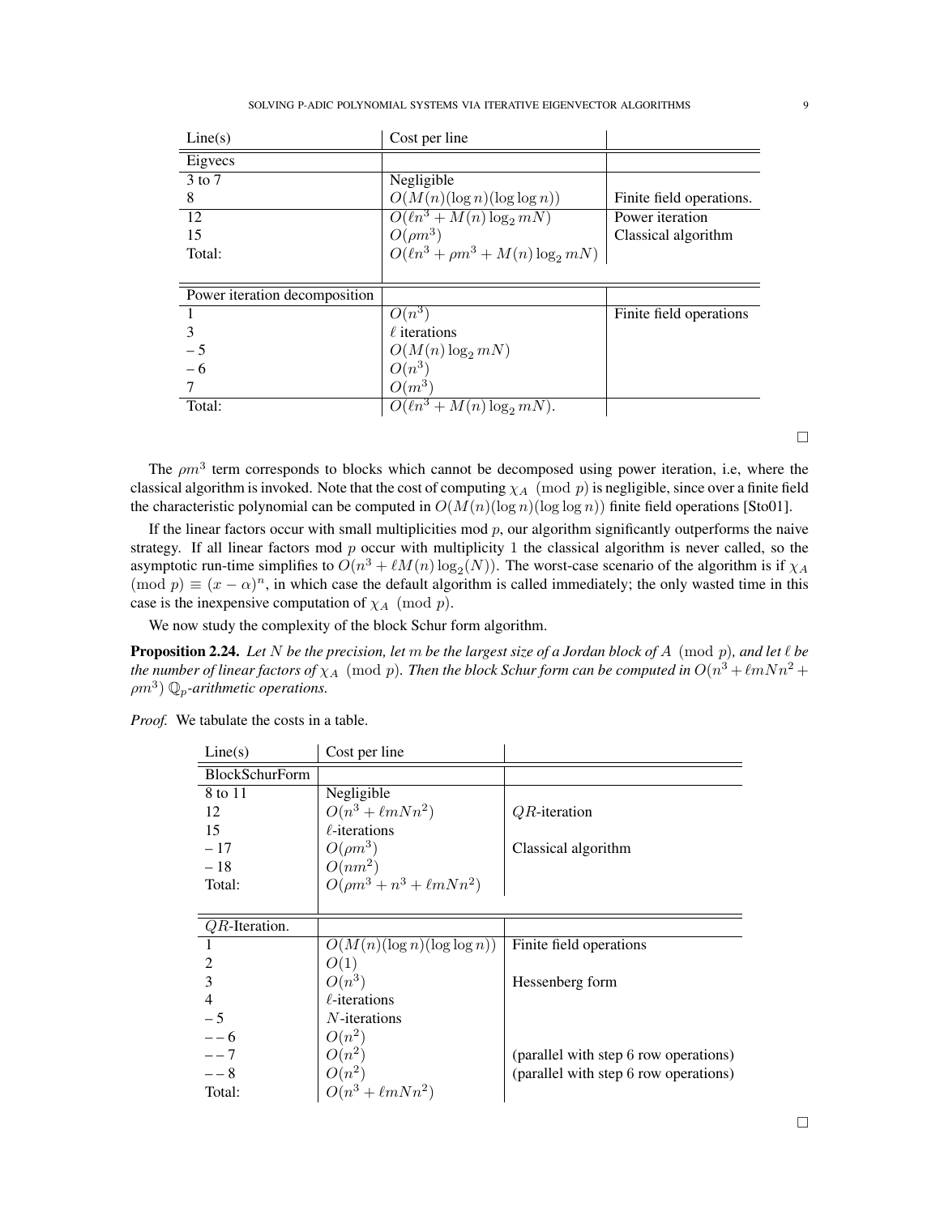| Line(s) | Cost per line | |
|---|---|---|
| Eigvecs | | |
| 3 to 7 | Negligible | |
| 8 | $O(M(n)(\log n)(\log\log n))$ | Finite field operations. |
| 12 | $O(\ell n^3 + M(n)\log_2 mN)$ | Power iteration |
| 15 | $O(\rho m^3)$ | Classical algorithm |
| Total: | $O(\ell n^3 + \rho m^3 + M(n)\log_2 mN)$ | |
| Power iteration decomposition | | |
| 1 | $O(n^3)$ | Finite field operations |
| 3 | $\ell$ iterations | |
| – 5 | $O(M(n)\log_2 mN)$ | |
| – 6 | $O(n^3)$ | |
| 7 | $O(m^3)$ | |
| Total: | $O(\ell n^3 + M(n)\log_2 mN)$. | |

□

The $\rho m^3$ term corresponds to blocks which cannot be decomposed using power iteration, i.e, where the classical algorithm is invoked. Note that the cost of computing $\chi_A \pmod p$ is negligible, since over a finite field the characteristic polynomial can be computed in $O(M(n)(\log n)(\log\log n))$ finite field operations [Sto01].

If the linear factors occur with small multiplicities mod $p$, our algorithm significantly outperforms the naive strategy. If all linear factors mod $p$ occur with multiplicity 1 the classical algorithm is never called, so the asymptotic run-time simplifies to $O(n^3 + \ell M(n)\log_2(N))$. The worst-case scenario of the algorithm is if $\chi_A \pmod p \equiv (x-\alpha)^n$, in which case the default algorithm is called immediately; the only wasted time in this case is the inexpensive computation of $\chi_A \pmod p$.

We now study the complexity of the block Schur form algorithm.

**Proposition 2.24.** *Let $N$ be the precision, let $m$ be the largest size of a Jordan block of $A \pmod p$, and let $\ell$ be the number of linear factors of $\chi_A \pmod p$. Then the block Schur form can be computed in $O(n^3 + \ell m N n^2 + \rho m^3)$ $\mathbb{Q}_p$-arithmetic operations.*

*Proof.* We tabulate the costs in a table.

| Line(s) | Cost per line | |
|---|---|---|
| BlockSchurForm | | |
| 8 to 11 | Negligible | |
| 12 | $O(n^3 + \ell m N n^2)$ | $QR$-iteration |
| 15 | $\ell$-iterations | |
| – 17 | $O(\rho m^3)$ | Classical algorithm |
| – 18 | $O(nm^2)$ | |
| Total: | $O(\rho m^3 + n^3 + \ell m N n^2)$ | |
| $QR$-Iteration. | | |
| 1 | $O(M(n)(\log n)(\log\log n))$ | Finite field operations |
| 2 | $O(1)$ | |
| 3 | $O(n^3)$ | Hessenberg form |
| 4 | $\ell$-iterations | |
| – 5 | $N$-iterations | |
| – – 6 | $O(n^2)$ | |
| – – 7 | $O(n^2)$ | (parallel with step 6 row operations) |
| – – 8 | $O(n^2)$ | (parallel with step 6 row operations) |
| Total: | $O(n^3 + \ell m N n^2)$ | |

□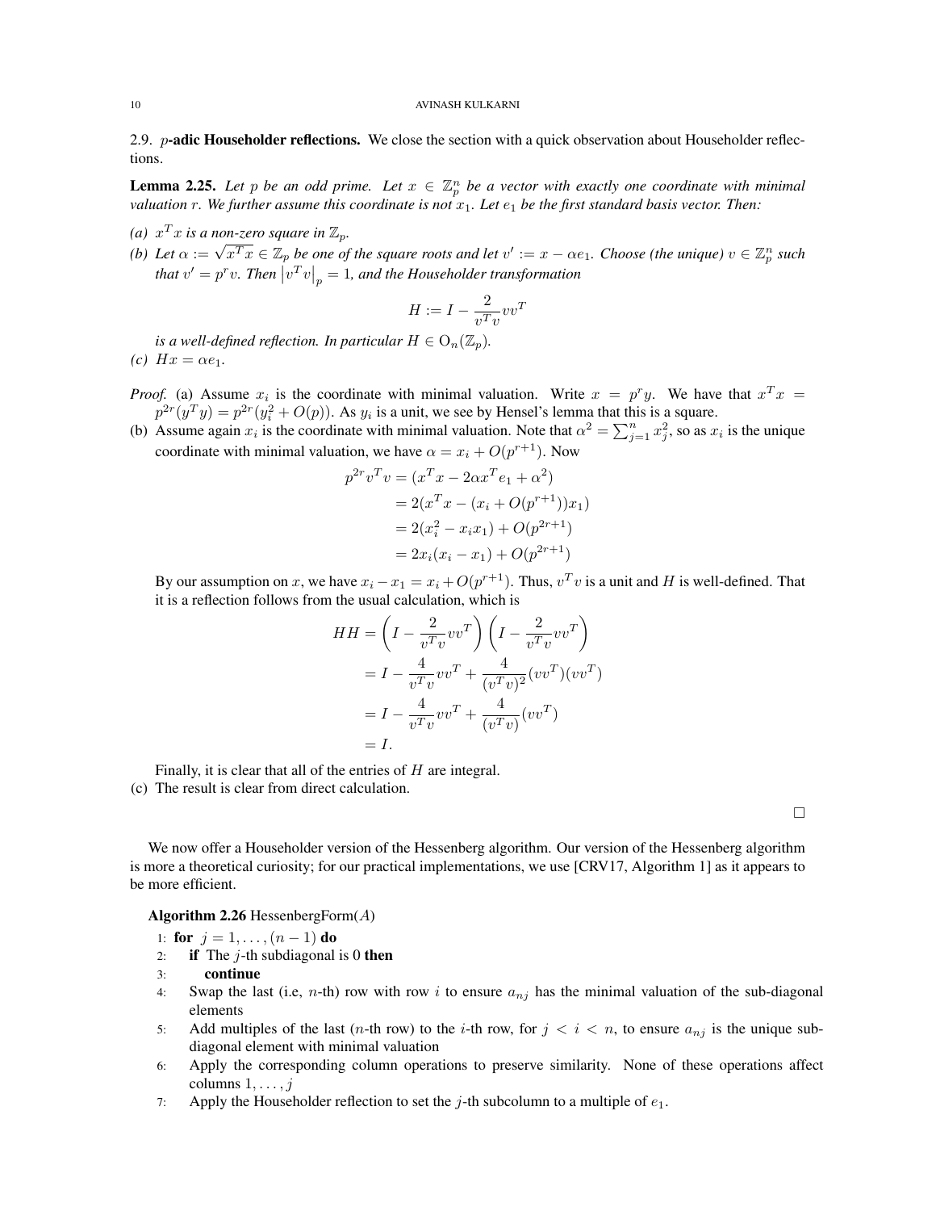2.9. **$p$-adic Householder reflections.** We close the section with a quick observation about Householder reflections.

**Lemma 2.25.** *Let $p$ be an odd prime. Let $x \in \mathbb{Z}_p^n$ be a vector with exactly one coordinate with minimal valuation $r$. We further assume this coordinate is not $x_1$. Let $e_1$ be the first standard basis vector. Then:*

*(a) $x^T x$ is a non-zero square in $\mathbb{Z}_p$.*

*(b) Let $\alpha := \sqrt{x^T x} \in \mathbb{Z}_p$ be one of the square roots and let $v' := x - \alpha e_1$. Choose (the unique) $v \in \mathbb{Z}_p^n$ such that $v' = p^r v$. Then $\left|v^T v\right|_p = 1$, and the Householder transformation*

$$H := I - \frac{2}{v^T v} v v^T$$

*is a well-defined reflection. In particular $H \in \mathrm{O}_n(\mathbb{Z}_p)$.*

*(c) $Hx = \alpha e_1$.*

*Proof.* (a) Assume $x_i$ is the coordinate with minimal valuation. Write $x = p^r y$. We have that $x^T x = p^{2r}(y^T y) = p^{2r}(y_i^2 + O(p))$. As $y_i$ is a unit, we see by Hensel's lemma that this is a square.

(b) Assume again $x_i$ is the coordinate with minimal valuation. Note that $\alpha^2 = \sum_{j=1}^n x_j^2$, so as $x_i$ is the unique coordinate with minimal valuation, we have $\alpha = x_i + O(p^{r+1})$. Now

$$\begin{aligned}
p^{2r} v^T v &= (x^T x - 2\alpha x^T e_1 + \alpha^2) \\
&= 2(x^T x - (x_i + O(p^{r+1}))x_1) \\
&= 2(x_i^2 - x_i x_1) + O(p^{2r+1}) \\
&= 2x_i(x_i - x_1) + O(p^{2r+1})
\end{aligned}$$

By our assumption on $x$, we have $x_i - x_1 = x_i + O(p^{r+1})$. Thus, $v^T v$ is a unit and $H$ is well-defined. That it is a reflection follows from the usual calculation, which is

$$\begin{aligned}
HH &= \left(I - \frac{2}{v^T v} v v^T\right)\left(I - \frac{2}{v^T v} v v^T\right) \\
&= I - \frac{4}{v^T v} v v^T + \frac{4}{(v^T v)^2}(v v^T)(v v^T) \\
&= I - \frac{4}{v^T v} v v^T + \frac{4}{(v^T v)}(v v^T) \\
&= I.
\end{aligned}$$

Finally, it is clear that all of the entries of $H$ are integral.

(c) The result is clear from direct calculation.

□

We now offer a Householder version of the Hessenberg algorithm. Our version of the Hessenberg algorithm is more a theoretical curiosity; for our practical implementations, we use [CRV17, Algorithm 1] as it appears to be more efficient.

**Algorithm 2.26** HessenbergForm($A$)

1: **for** $j = 1, \ldots, (n-1)$ **do**
2: &nbsp;&nbsp;&nbsp;&nbsp;**if** The $j$-th subdiagonal is 0 **then**
3: &nbsp;&nbsp;&nbsp;&nbsp;&nbsp;&nbsp;&nbsp;&nbsp;**continue**
4: &nbsp;&nbsp;&nbsp;&nbsp;Swap the last (i.e, $n$-th) row with row $i$ to ensure $a_{nj}$ has the minimal valuation of the sub-diagonal elements
5: &nbsp;&nbsp;&nbsp;&nbsp;Add multiples of the last ($n$-th row) to the $i$-th row, for $j < i < n$, to ensure $a_{nj}$ is the unique sub-diagonal element with minimal valuation
6: &nbsp;&nbsp;&nbsp;&nbsp;Apply the corresponding column operations to preserve similarity. None of these operations affect columns $1, \ldots, j$
7: &nbsp;&nbsp;&nbsp;&nbsp;Apply the Householder reflection to set the $j$-th subcolumn to a multiple of $e_1$.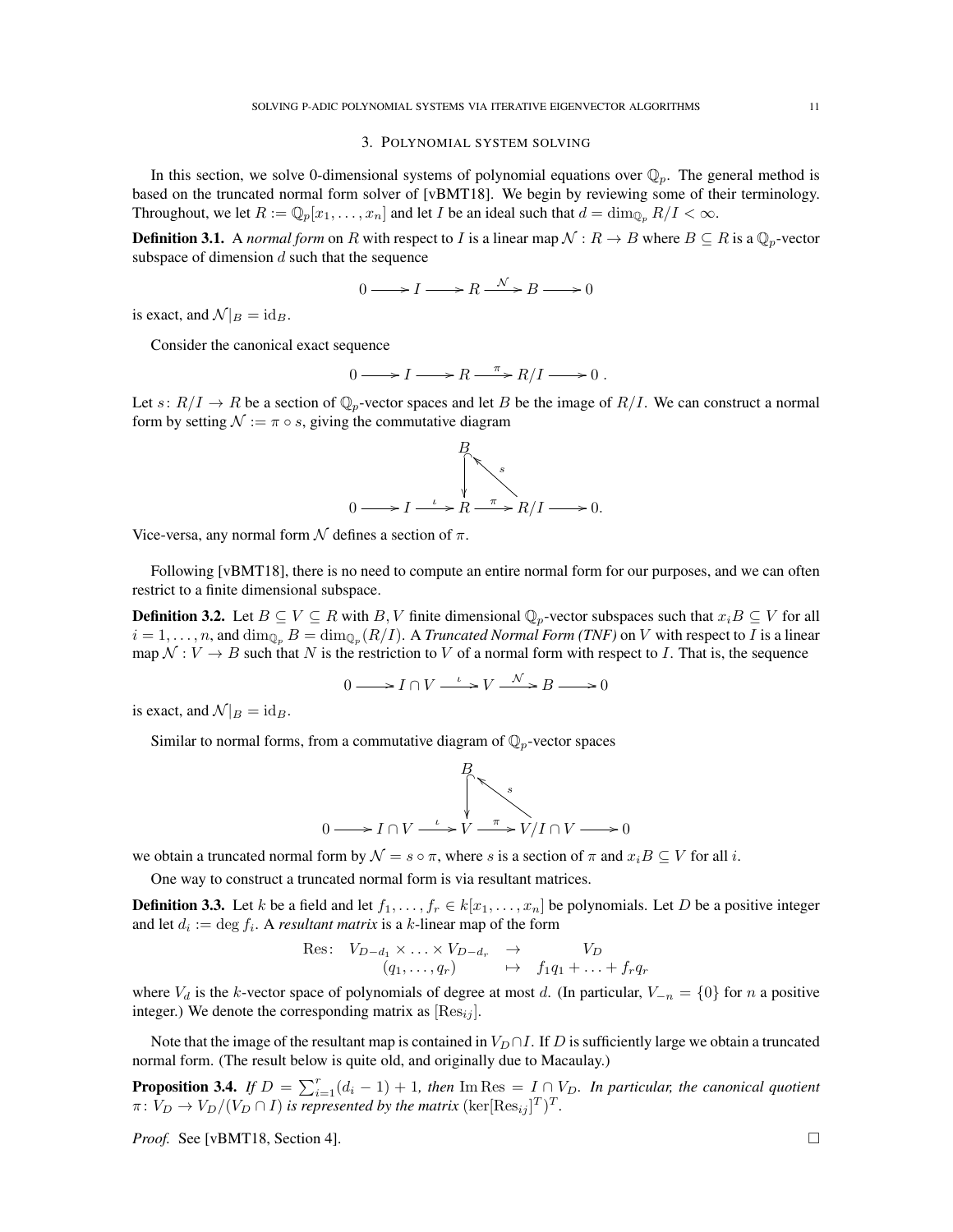## 3. Polynomial system solving

In this section, we solve 0-dimensional systems of polynomial equations over $\mathbb{Q}_p$. The general method is based on the truncated normal form solver of [vBMT18]. We begin by reviewing some of their terminology. Throughout, we let $R := \mathbb{Q}_p[x_1, \ldots, x_n]$ and let $I$ be an ideal such that $d = \dim_{\mathbb{Q}_p} R/I < \infty$.

**Definition 3.1.** A *normal form* on $R$ with respect to $I$ is a linear map $\mathcal{N} : R \to B$ where $B \subseteq R$ is a $\mathbb{Q}_p$-vector subspace of dimension $d$ such that the sequence

$$0 \longrightarrow I \longrightarrow R \xrightarrow{\mathcal{N}} B \longrightarrow 0$$

is exact, and $\mathcal{N}|_B = \mathrm{id}_B$.

Consider the canonical exact sequence

$$0 \longrightarrow I \longrightarrow R \xrightarrow{\pi} R/I \longrightarrow 0 .$$

Let $s \colon R/I \to R$ be a section of $\mathbb{Q}_p$-vector spaces and let $B$ be the image of $R/I$. We can construct a normal form by setting $\mathcal{N} := \pi \circ s$, giving the commutative diagram

$$\begin{array}{ccccccccc} & & & & B & & & & \\ & & & & \downarrow & \nwarrow^{s} & & & \\ 0 & \longrightarrow & I & \xrightarrow{\iota} & R & \xrightarrow{\pi} & R/I & \longrightarrow & 0. \end{array}$$

Vice-versa, any normal form $\mathcal{N}$ defines a section of $\pi$.

Following [vBMT18], there is no need to compute an entire normal form for our purposes, and we can often restrict to a finite dimensional subspace.

**Definition 3.2.** Let $B \subseteq V \subseteq R$ with $B, V$ finite dimensional $\mathbb{Q}_p$-vector subspaces such that $x_i B \subseteq V$ for all $i = 1, \ldots, n$, and $\dim_{\mathbb{Q}_p} B = \dim_{\mathbb{Q}_p}(R/I)$. A *Truncated Normal Form (TNF)* on $V$ with respect to $I$ is a linear map $\mathcal{N} : V \to B$ such that $N$ is the restriction to $V$ of a normal form with respect to $I$. That is, the sequence

$$0 \longrightarrow I \cap V \xrightarrow{\iota} V \xrightarrow{\mathcal{N}} B \longrightarrow 0$$

is exact, and $\mathcal{N}|_B = \mathrm{id}_B$.

Similar to normal forms, from a commutative diagram of $\mathbb{Q}_p$-vector spaces

$$\begin{array}{ccccccccc} & & & & B & & & & \\ & & & & \downarrow & \nwarrow^{s} & & & \\ 0 & \longrightarrow & I \cap V & \xrightarrow{\iota} & V & \xrightarrow{\pi} & V/I \cap V & \longrightarrow & 0 \end{array}$$

we obtain a truncated normal form by $\mathcal{N} = s \circ \pi$, where $s$ is a section of $\pi$ and $x_i B \subseteq V$ for all $i$.

One way to construct a truncated normal form is via resultant matrices.

**Definition 3.3.** Let $k$ be a field and let $f_1, \ldots, f_r \in k[x_1, \ldots, x_n]$ be polynomials. Let $D$ be a positive integer and let $d_i := \deg f_i$. A *resultant matrix* is a $k$-linear map of the form

$$\begin{array}{rccc} \mathrm{Res}\colon & V_{D-d_1} \times \ldots \times V_{D-d_r} & \to & V_D \\ & (q_1, \ldots, q_r) & \mapsto & f_1 q_1 + \ldots + f_r q_r \end{array}$$

where $V_d$ is the $k$-vector space of polynomials of degree at most $d$. (In particular, $V_{-n} = \{0\}$ for $n$ a positive integer.) We denote the corresponding matrix as $[\mathrm{Res}_{ij}]$.

Note that the image of the resultant map is contained in $V_D \cap I$. If $D$ is sufficiently large we obtain a truncated normal form. (The result below is quite old, and originally due to Macaulay.)

**Proposition 3.4.** *If $D = \sum_{i=1}^{r}(d_i - 1) + 1$, then $\mathrm{Im}\,\mathrm{Res} = I \cap V_D$. In particular, the canonical quotient $\pi \colon V_D \to V_D/(V_D \cap I)$ is represented by the matrix $(\ker[\mathrm{Res}_{ij}]^T)^T$.*

*Proof.* See [vBMT18, Section 4]. □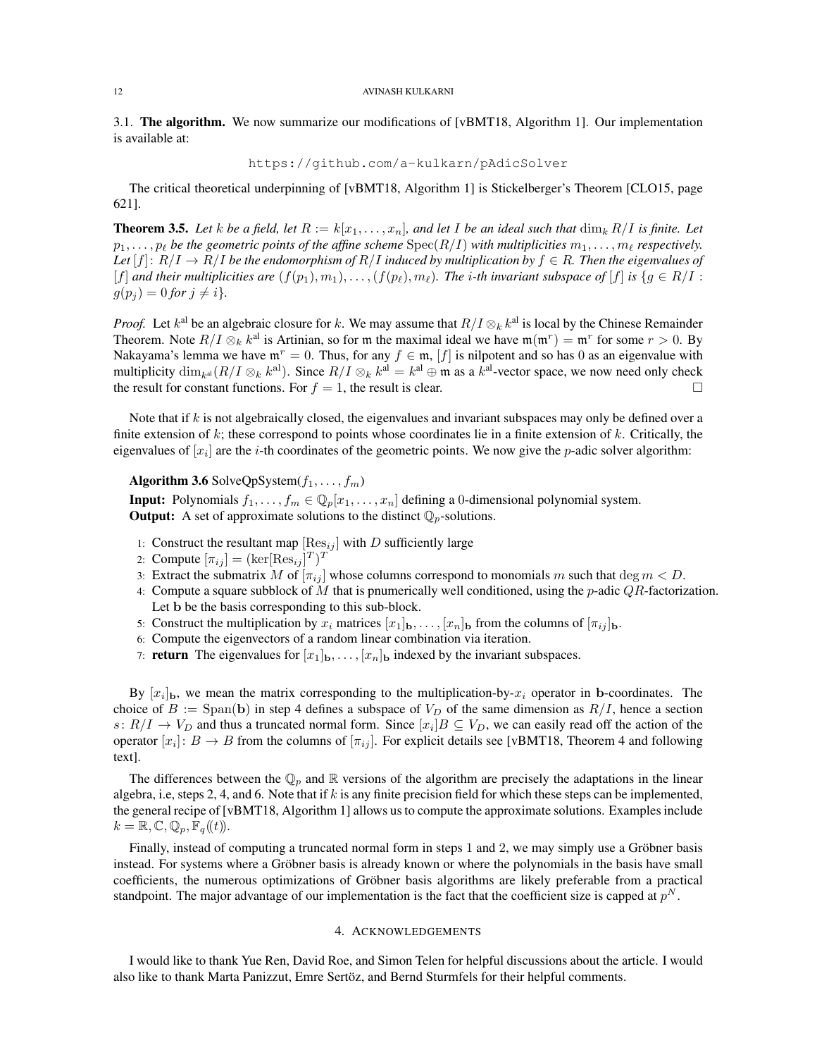### 3.1. The algorithm.

We now summarize our modifications of [vBMT18, Algorithm 1]. Our implementation is available at:

https://github.com/a-kulkarn/pAdicSolver

The critical theoretical underpinning of [vBMT18, Algorithm 1] is Stickelberger's Theorem [CLO15, page 621].

**Theorem 3.5.** *Let $k$ be a field, let $R := k[x_1, \ldots, x_n]$, and let $I$ be an ideal such that $\dim_k R/I$ is finite. Let $p_1, \ldots, p_\ell$ be the geometric points of the affine scheme $\operatorname{Spec}(R/I)$ with multiplicities $m_1, \ldots, m_\ell$ respectively. Let $[f]\colon R/I \to R/I$ be the endomorphism of $R/I$ induced by multiplication by $f \in R$. Then the eigenvalues of $[f]$ and their multiplicities are $(f(p_1), m_1), \ldots, (f(p_\ell), m_\ell)$. The $i$-th invariant subspace of $[f]$ is $\{g \in R/I : g(p_j) = 0 \text{ for } j \neq i\}$.*

*Proof.* Let $k^{\mathrm{al}}$ be an algebraic closure for $k$. We may assume that $R/I \otimes_k k^{\mathrm{al}}$ is local by the Chinese Remainder Theorem. Note $R/I \otimes_k k^{\mathrm{al}}$ is Artinian, so for $\mathfrak{m}$ the maximal ideal we have $\mathfrak{m}(\mathfrak{m}^r) = \mathfrak{m}^r$ for some $r > 0$. By Nakayama's lemma we have $\mathfrak{m}^r = 0$. Thus, for any $f \in \mathfrak{m}$, $[f]$ is nilpotent and so has $0$ as an eigenvalue with multiplicity $\dim_{k^{\mathrm{al}}}(R/I \otimes_k k^{\mathrm{al}})$. Since $R/I \otimes_k k^{\mathrm{al}} = k^{\mathrm{al}} \oplus \mathfrak{m}$ as a $k^{\mathrm{al}}$-vector space, we now need only check the result for constant functions. For $f = 1$, the result is clear. □

Note that if $k$ is not algebraically closed, the eigenvalues and invariant subspaces may only be defined over a finite extension of $k$; these correspond to points whose coordinates lie in a finite extension of $k$. Critically, the eigenvalues of $[x_i]$ are the $i$-th coordinates of the geometric points. We now give the $p$-adic solver algorithm:

**Algorithm 3.6** SolveQpSystem($f_1, \ldots, f_m$)

**Input:** Polynomials $f_1, \ldots, f_m \in \mathbb{Q}_p[x_1, \ldots, x_n]$ defining a 0-dimensional polynomial system.
**Output:** A set of approximate solutions to the distinct $\mathbb{Q}_p$-solutions.

1: Construct the resultant map $[\mathrm{Res}_{ij}]$ with $D$ sufficiently large
2: Compute $[\pi_{ij}] = (\ker[\mathrm{Res}_{ij}]^T)^T$
3: Extract the submatrix $M$ of $[\pi_{ij}]$ whose columns correspond to monomials $m$ such that $\deg m < D$.
4: Compute a square subblock of $M$ that is pnumerically well conditioned, using the $p$-adic $QR$-factorization. Let $\mathbf{b}$ be the basis corresponding to this sub-block.
5: Construct the multiplication by $x_i$ matrices $[x_1]_{\mathbf{b}}, \ldots, [x_n]_{\mathbf{b}}$ from the columns of $[\pi_{ij}]_{\mathbf{b}}$.
6: Compute the eigenvectors of a random linear combination via iteration.
7: **return** The eigenvalues for $[x_1]_{\mathbf{b}}, \ldots, [x_n]_{\mathbf{b}}$ indexed by the invariant subspaces.

By $[x_i]_{\mathbf{b}}$, we mean the matrix corresponding to the multiplication-by-$x_i$ operator in $\mathbf{b}$-coordinates. The choice of $B := \mathrm{Span}(\mathbf{b})$ in step 4 defines a subspace of $V_D$ of the same dimension as $R/I$, hence a section $s\colon R/I \to V_D$ and thus a truncated normal form. Since $[x_i]B \subseteq V_D$, we can easily read off the action of the operator $[x_i]\colon B \to B$ from the columns of $[\pi_{ij}]$. For explicit details see [vBMT18, Theorem 4 and following text].

The differences between the $\mathbb{Q}_p$ and $\mathbb{R}$ versions of the algorithm are precisely the adaptations in the linear algebra, i.e, steps 2, 4, and 6. Note that if $k$ is any finite precision field for which these steps can be implemented, the general recipe of [vBMT18, Algorithm 1] allows us to compute the approximate solutions. Examples include $k = \mathbb{R}, \mathbb{C}, \mathbb{Q}_p, \mathbb{F}_q(\!(t)\!)$.

Finally, instead of computing a truncated normal form in steps 1 and 2, we may simply use a Gröbner basis instead. For systems where a Gröbner basis is already known or where the polynomials in the basis have small coefficients, the numerous optimizations of Gröbner basis algorithms are likely preferable from a practical standpoint. The major advantage of our implementation is the fact that the coefficient size is capped at $p^N$.

## 4. Acknowledgements

I would like to thank Yue Ren, David Roe, and Simon Telen for helpful discussions about the article. I would also like to thank Marta Panizzut, Emre Sertöz, and Bernd Sturmfels for their helpful comments.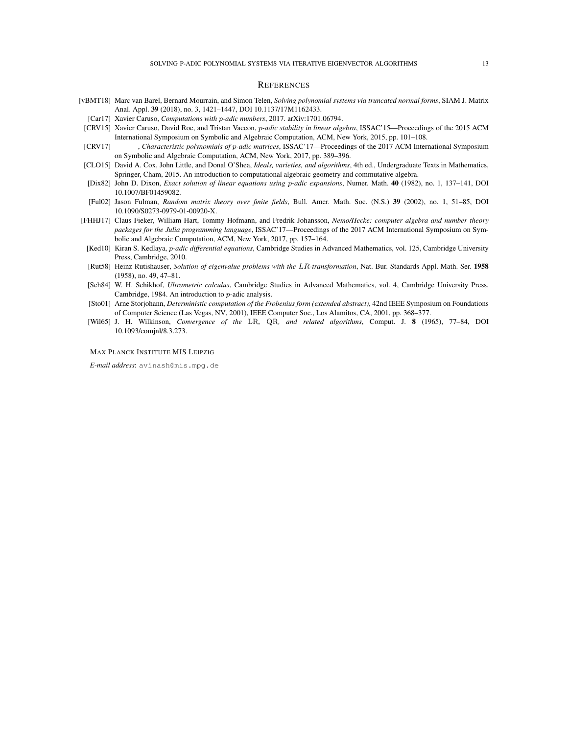## References

[vBMT18] Marc van Barel, Bernard Mourrain, and Simon Telen, *Solving polynomial systems via truncated normal forms*, SIAM J. Matrix Anal. Appl. **39** (2018), no. 3, 1421–1447, DOI 10.1137/17M1162433.

[Car17] Xavier Caruso, *Computations with $p$-adic numbers*, 2017. arXiv:1701.06794.

[CRV15] Xavier Caruso, David Roe, and Tristan Vaccon, *$p$-adic stability in linear algebra*, ISSAC'15—Proceedings of the 2015 ACM International Symposium on Symbolic and Algebraic Computation, ACM, New York, 2015, pp. 101–108.

[CRV17] ______, *Characteristic polynomials of $p$-adic matrices*, ISSAC'17—Proceedings of the 2017 ACM International Symposium on Symbolic and Algebraic Computation, ACM, New York, 2017, pp. 389–396.

[CLO15] David A. Cox, John Little, and Donal O'Shea, *Ideals, varieties, and algorithms*, 4th ed., Undergraduate Texts in Mathematics, Springer, Cham, 2015. An introduction to computational algebraic geometry and commutative algebra.

[Dix82] John D. Dixon, *Exact solution of linear equations using $p$-adic expansions*, Numer. Math. **40** (1982), no. 1, 137–141, DOI 10.1007/BF01459082.

[Ful02] Jason Fulman, *Random matrix theory over finite fields*, Bull. Amer. Math. Soc. (N.S.) **39** (2002), no. 1, 51–85, DOI 10.1090/S0273-0979-01-00920-X.

[FHHJ17] Claus Fieker, William Hart, Tommy Hofmann, and Fredrik Johansson, *Nemo/Hecke: computer algebra and number theory packages for the Julia programming language*, ISSAC'17—Proceedings of the 2017 ACM International Symposium on Symbolic and Algebraic Computation, ACM, New York, 2017, pp. 157–164.

[Ked10] Kiran S. Kedlaya, *$p$-adic differential equations*, Cambridge Studies in Advanced Mathematics, vol. 125, Cambridge University Press, Cambridge, 2010.

[Rut58] Heinz Rutishauser, *Solution of eigenvalue problems with the $LR$-transformation*, Nat. Bur. Standards Appl. Math. Ser. **1958** (1958), no. 49, 47–81.

[Sch84] W. H. Schikhof, *Ultrametric calculus*, Cambridge Studies in Advanced Mathematics, vol. 4, Cambridge University Press, Cambridge, 1984. An introduction to $p$-adic analysis.

[Sto01] Arne Storjohann, *Deterministic computation of the Frobenius form (extended abstract)*, 42nd IEEE Symposium on Foundations of Computer Science (Las Vegas, NV, 2001), IEEE Computer Soc., Los Alamitos, CA, 2001, pp. 368–377.

[Wil65] J. H. Wilkinson, *Convergence of the* LR*,* QR*, and related algorithms*, Comput. J. **8** (1965), 77–84, DOI 10.1093/comjnl/8.3.273.

MAX PLANCK INSTITUTE MIS LEIPZIG

*E-mail address*: avinash@mis.mpg.de